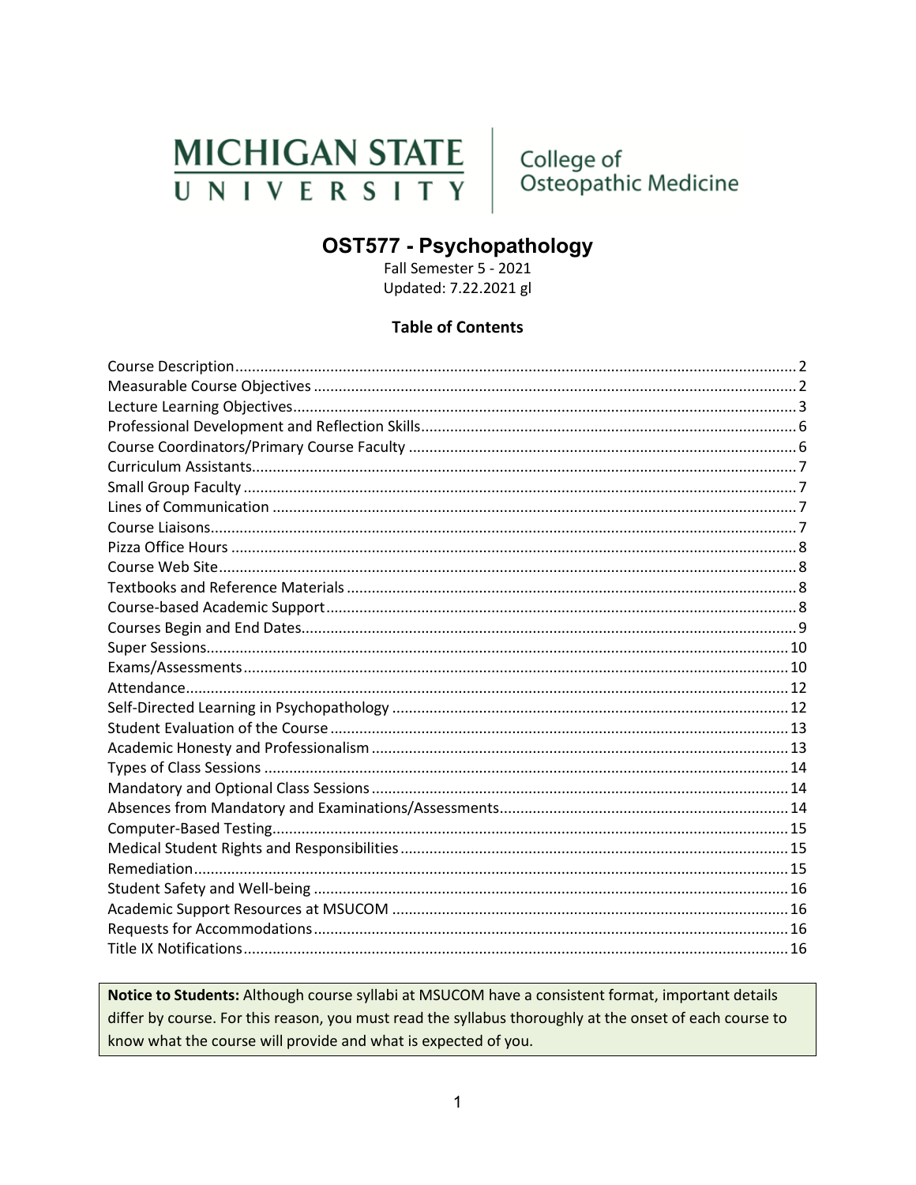MICHIGAN STATE UNIVERSITY | College of Osteopathic Medicine

# OST577 - Psychopathology

Fall Semester 5 - 2021

Updated: 7.22.2021 gl

## Table of Contents

Course Description....2
Measurable Course Objectives....2
Lecture Learning Objectives....3
Professional Development and Reflection Skills....6
Course Coordinators/Primary Course Faculty....6
Curriculum Assistants....7
Small Group Faculty....7
Lines of Communication....7
Course Liaisons....7
Pizza Office Hours....8
Course Web Site....8
Textbooks and Reference Materials....8
Course-based Academic Support....8
Courses Begin and End Dates....9
Super Sessions....10
Exams/Assessments....10
Attendance....12
Self-Directed Learning in Psychopathology....12
Student Evaluation of the Course....13
Academic Honesty and Professionalism....13
Types of Class Sessions....14
Mandatory and Optional Class Sessions....14
Absences from Mandatory and Examinations/Assessments....14
Computer-Based Testing....15
Medical Student Rights and Responsibilities....15
Remediation....15
Student Safety and Well-being....16
Academic Support Resources at MSUCOM....16
Requests for Accommodations....16
Title IX Notifications....16

**Notice to Students:** Although course syllabi at MSUCOM have a consistent format, important details differ by course. For this reason, you must read the syllabus thoroughly at the onset of each course to know what the course will provide and what is expected of you.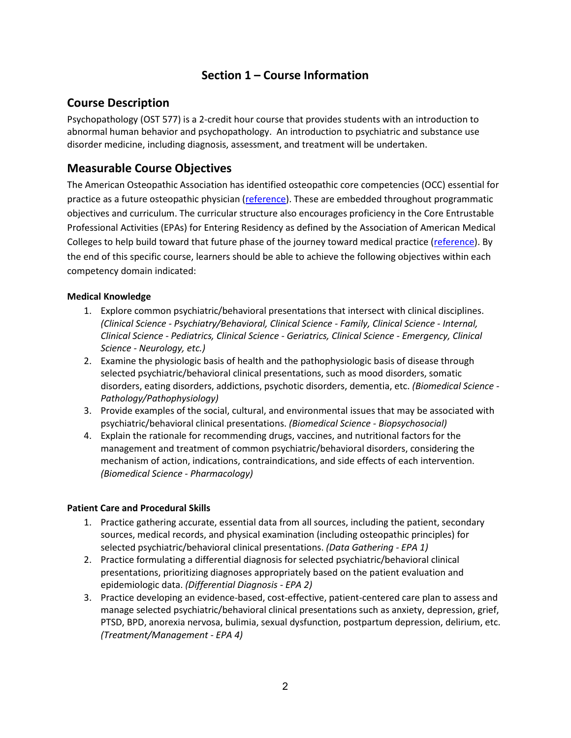# Section 1 – Course Information

## Course Description

Psychopathology (OST 577) is a 2-credit hour course that provides students with an introduction to abnormal human behavior and psychopathology. An introduction to psychiatric and substance use disorder medicine, including diagnosis, assessment, and treatment will be undertaken.

## Measurable Course Objectives

The American Osteopathic Association has identified osteopathic core competencies (OCC) essential for practice as a future osteopathic physician (reference). These are embedded throughout programmatic objectives and curriculum. The curricular structure also encourages proficiency in the Core Entrustable Professional Activities (EPAs) for Entering Residency as defined by the Association of American Medical Colleges to help build toward that future phase of the journey toward medical practice (reference). By the end of this specific course, learners should be able to achieve the following objectives within each competency domain indicated:

#### Medical Knowledge

1. Explore common psychiatric/behavioral presentations that intersect with clinical disciplines. *(Clinical Science - Psychiatry/Behavioral, Clinical Science - Family, Clinical Science - Internal, Clinical Science - Pediatrics, Clinical Science - Geriatrics, Clinical Science - Emergency, Clinical Science - Neurology, etc.)*
2. Examine the physiologic basis of health and the pathophysiologic basis of disease through selected psychiatric/behavioral clinical presentations, such as mood disorders, somatic disorders, eating disorders, addictions, psychotic disorders, dementia, etc. *(Biomedical Science - Pathology/Pathophysiology)*
3. Provide examples of the social, cultural, and environmental issues that may be associated with psychiatric/behavioral clinical presentations. *(Biomedical Science - Biopsychosocial)*
4. Explain the rationale for recommending drugs, vaccines, and nutritional factors for the management and treatment of common psychiatric/behavioral disorders, considering the mechanism of action, indications, contraindications, and side effects of each intervention. *(Biomedical Science - Pharmacology)*

#### Patient Care and Procedural Skills

1. Practice gathering accurate, essential data from all sources, including the patient, secondary sources, medical records, and physical examination (including osteopathic principles) for selected psychiatric/behavioral clinical presentations. *(Data Gathering - EPA 1)*
2. Practice formulating a differential diagnosis for selected psychiatric/behavioral clinical presentations, prioritizing diagnoses appropriately based on the patient evaluation and epidemiologic data. *(Differential Diagnosis - EPA 2)*
3. Practice developing an evidence-based, cost-effective, patient-centered care plan to assess and manage selected psychiatric/behavioral clinical presentations such as anxiety, depression, grief, PTSD, BPD, anorexia nervosa, bulimia, sexual dysfunction, postpartum depression, delirium, etc. *(Treatment/Management - EPA 4)*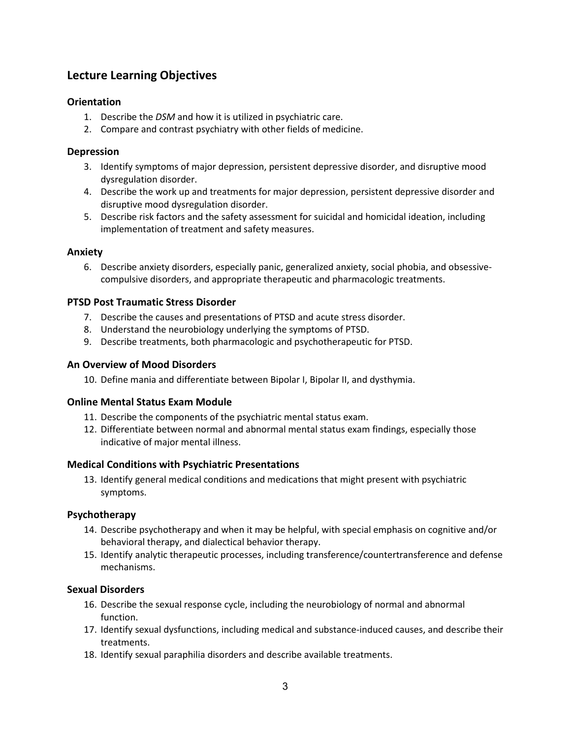## Lecture Learning Objectives

### Orientation

1. Describe the *DSM* and how it is utilized in psychiatric care.
2. Compare and contrast psychiatry with other fields of medicine.

### Depression

3. Identify symptoms of major depression, persistent depressive disorder, and disruptive mood dysregulation disorder.
4. Describe the work up and treatments for major depression, persistent depressive disorder and disruptive mood dysregulation disorder.
5. Describe risk factors and the safety assessment for suicidal and homicidal ideation, including implementation of treatment and safety measures.

### Anxiety

6. Describe anxiety disorders, especially panic, generalized anxiety, social phobia, and obsessive-compulsive disorders, and appropriate therapeutic and pharmacologic treatments.

### PTSD Post Traumatic Stress Disorder

7. Describe the causes and presentations of PTSD and acute stress disorder.
8. Understand the neurobiology underlying the symptoms of PTSD.
9. Describe treatments, both pharmacologic and psychotherapeutic for PTSD.

### An Overview of Mood Disorders

10. Define mania and differentiate between Bipolar I, Bipolar II, and dysthymia.

### Online Mental Status Exam Module

11. Describe the components of the psychiatric mental status exam.
12. Differentiate between normal and abnormal mental status exam findings, especially those indicative of major mental illness.

### Medical Conditions with Psychiatric Presentations

13. Identify general medical conditions and medications that might present with psychiatric symptoms.

### Psychotherapy

14. Describe psychotherapy and when it may be helpful, with special emphasis on cognitive and/or behavioral therapy, and dialectical behavior therapy.
15. Identify analytic therapeutic processes, including transference/countertransference and defense mechanisms.

### Sexual Disorders

16. Describe the sexual response cycle, including the neurobiology of normal and abnormal function.
17. Identify sexual dysfunctions, including medical and substance-induced causes, and describe their treatments.
18. Identify sexual paraphilia disorders and describe available treatments.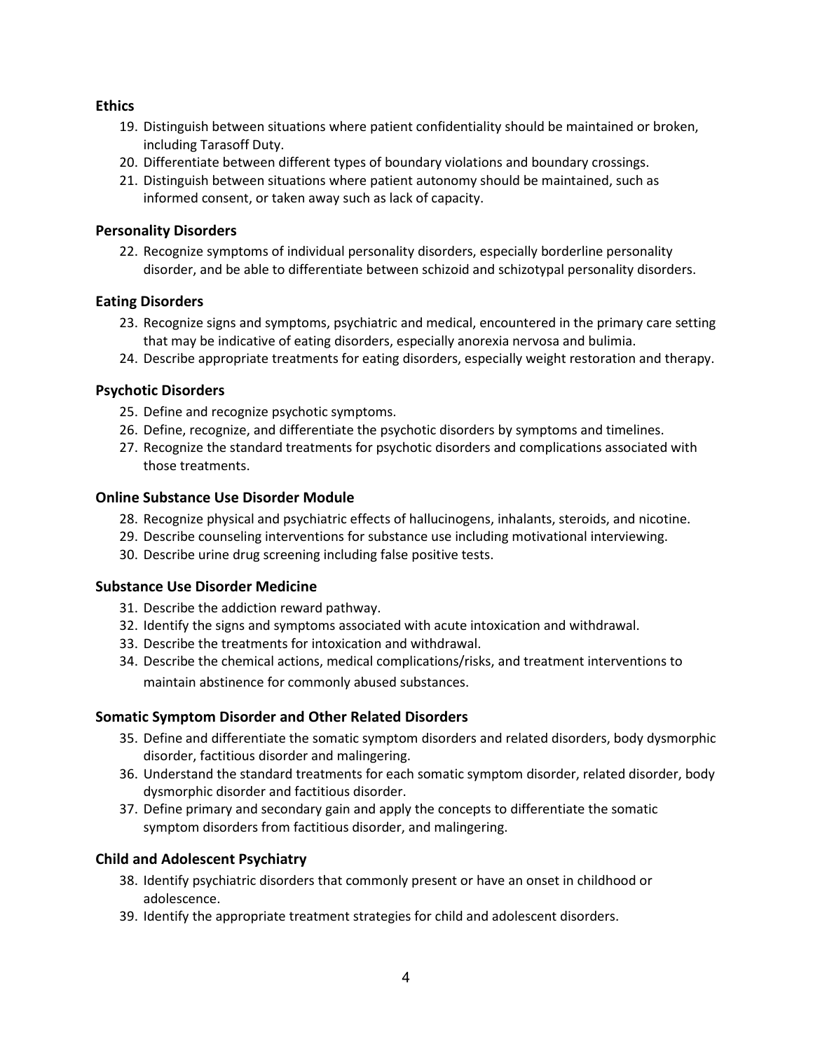**Ethics**

19. Distinguish between situations where patient confidentiality should be maintained or broken, including Tarasoff Duty.
20. Differentiate between different types of boundary violations and boundary crossings.
21. Distinguish between situations where patient autonomy should be maintained, such as informed consent, or taken away such as lack of capacity.

**Personality Disorders**

22. Recognize symptoms of individual personality disorders, especially borderline personality disorder, and be able to differentiate between schizoid and schizotypal personality disorders.

**Eating Disorders**

23. Recognize signs and symptoms, psychiatric and medical, encountered in the primary care setting that may be indicative of eating disorders, especially anorexia nervosa and bulimia.
24. Describe appropriate treatments for eating disorders, especially weight restoration and therapy.

**Psychotic Disorders**

25. Define and recognize psychotic symptoms.
26. Define, recognize, and differentiate the psychotic disorders by symptoms and timelines.
27. Recognize the standard treatments for psychotic disorders and complications associated with those treatments.

**Online Substance Use Disorder Module**

28. Recognize physical and psychiatric effects of hallucinogens, inhalants, steroids, and nicotine.
29. Describe counseling interventions for substance use including motivational interviewing.
30. Describe urine drug screening including false positive tests.

**Substance Use Disorder Medicine**

31. Describe the addiction reward pathway.
32. Identify the signs and symptoms associated with acute intoxication and withdrawal.
33. Describe the treatments for intoxication and withdrawal.
34. Describe the chemical actions, medical complications/risks, and treatment interventions to maintain abstinence for commonly abused substances.

**Somatic Symptom Disorder and Other Related Disorders**

35. Define and differentiate the somatic symptom disorders and related disorders, body dysmorphic disorder, factitious disorder and malingering.
36. Understand the standard treatments for each somatic symptom disorder, related disorder, body dysmorphic disorder and factitious disorder.
37. Define primary and secondary gain and apply the concepts to differentiate the somatic symptom disorders from factitious disorder, and malingering.

**Child and Adolescent Psychiatry**

38. Identify psychiatric disorders that commonly present or have an onset in childhood or adolescence.
39. Identify the appropriate treatment strategies for child and adolescent disorders.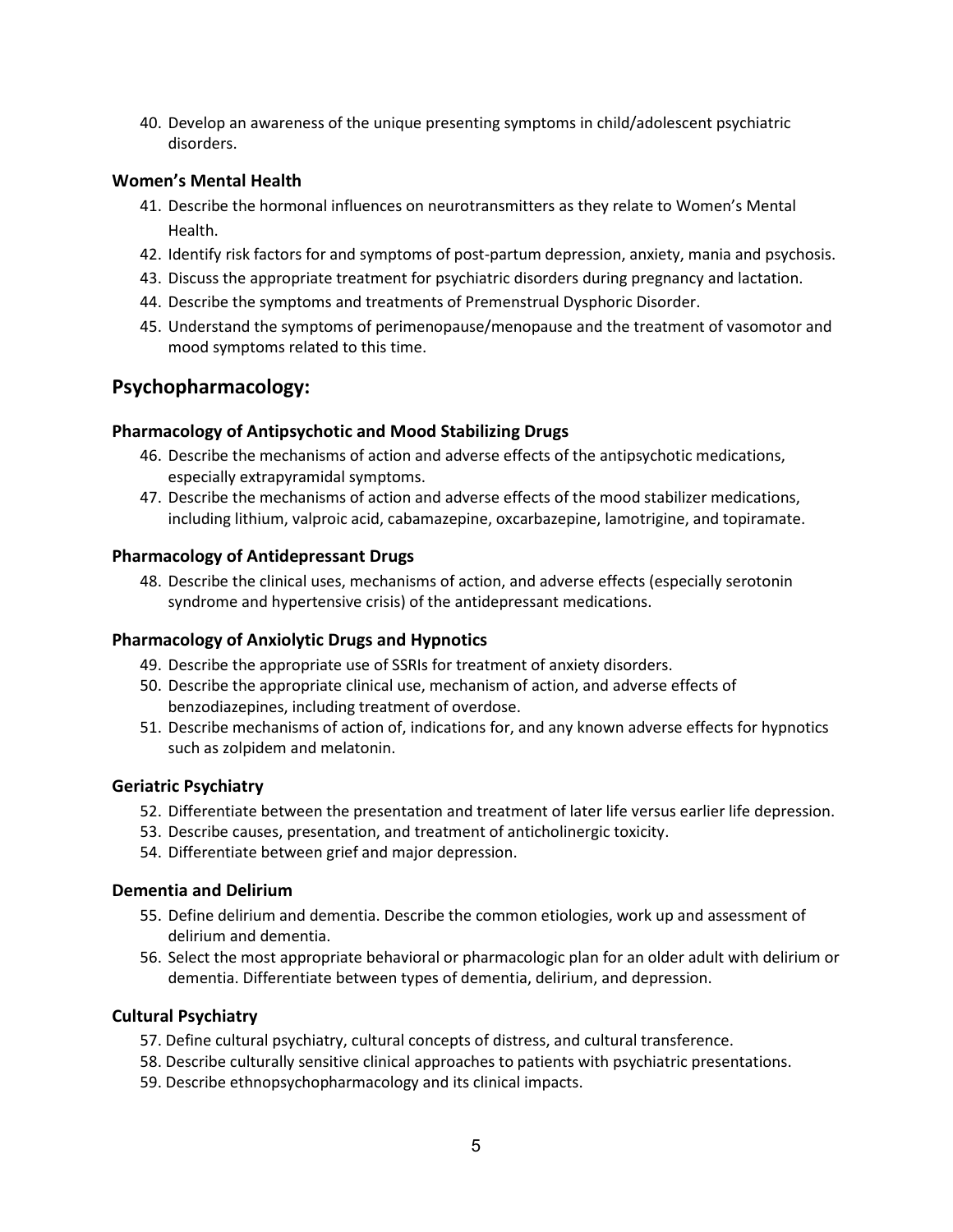40. Develop an awareness of the unique presenting symptoms in child/adolescent psychiatric disorders.

### Women's Mental Health

41. Describe the hormonal influences on neurotransmitters as they relate to Women's Mental Health.
42. Identify risk factors for and symptoms of post-partum depression, anxiety, mania and psychosis.
43. Discuss the appropriate treatment for psychiatric disorders during pregnancy and lactation.
44. Describe the symptoms and treatments of Premenstrual Dysphoric Disorder.
45. Understand the symptoms of perimenopause/menopause and the treatment of vasomotor and mood symptoms related to this time.

## Psychopharmacology:

### Pharmacology of Antipsychotic and Mood Stabilizing Drugs

46. Describe the mechanisms of action and adverse effects of the antipsychotic medications, especially extrapyramidal symptoms.
47. Describe the mechanisms of action and adverse effects of the mood stabilizer medications, including lithium, valproic acid, cabamazepine, oxcarbazepine, lamotrigine, and topiramate.

### Pharmacology of Antidepressant Drugs

48. Describe the clinical uses, mechanisms of action, and adverse effects (especially serotonin syndrome and hypertensive crisis) of the antidepressant medications.

### Pharmacology of Anxiolytic Drugs and Hypnotics

49. Describe the appropriate use of SSRIs for treatment of anxiety disorders.
50. Describe the appropriate clinical use, mechanism of action, and adverse effects of benzodiazepines, including treatment of overdose.
51. Describe mechanisms of action of, indications for, and any known adverse effects for hypnotics such as zolpidem and melatonin.

### Geriatric Psychiatry

52. Differentiate between the presentation and treatment of later life versus earlier life depression.
53. Describe causes, presentation, and treatment of anticholinergic toxicity.
54. Differentiate between grief and major depression.

### Dementia and Delirium

55. Define delirium and dementia. Describe the common etiologies, work up and assessment of delirium and dementia.
56. Select the most appropriate behavioral or pharmacologic plan for an older adult with delirium or dementia. Differentiate between types of dementia, delirium, and depression.

### Cultural Psychiatry

57. Define cultural psychiatry, cultural concepts of distress, and cultural transference.
58. Describe culturally sensitive clinical approaches to patients with psychiatric presentations.
59. Describe ethnopsychopharmacology and its clinical impacts.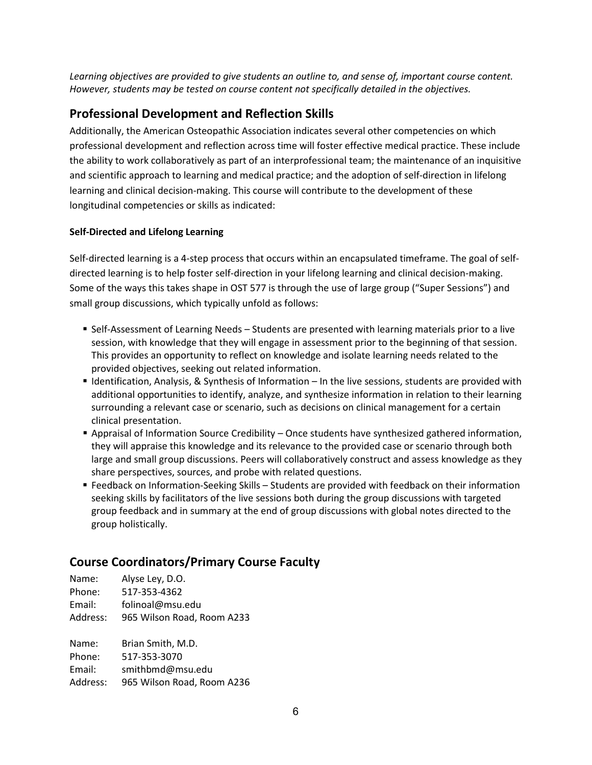*Learning objectives are provided to give students an outline to, and sense of, important course content. However, students may be tested on course content not specifically detailed in the objectives.*

## Professional Development and Reflection Skills

Additionally, the American Osteopathic Association indicates several other competencies on which professional development and reflection across time will foster effective medical practice. These include the ability to work collaboratively as part of an interprofessional team; the maintenance of an inquisitive and scientific approach to learning and medical practice; and the adoption of self-direction in lifelong learning and clinical decision-making. This course will contribute to the development of these longitudinal competencies or skills as indicated:

**Self-Directed and Lifelong Learning**

Self-directed learning is a 4-step process that occurs within an encapsulated timeframe. The goal of self-directed learning is to help foster self-direction in your lifelong learning and clinical decision-making. Some of the ways this takes shape in OST 577 is through the use of large group ("Super Sessions") and small group discussions, which typically unfold as follows:

- Self-Assessment of Learning Needs – Students are presented with learning materials prior to a live session, with knowledge that they will engage in assessment prior to the beginning of that session. This provides an opportunity to reflect on knowledge and isolate learning needs related to the provided objectives, seeking out related information.
- Identification, Analysis, & Synthesis of Information – In the live sessions, students are provided with additional opportunities to identify, analyze, and synthesize information in relation to their learning surrounding a relevant case or scenario, such as decisions on clinical management for a certain clinical presentation.
- Appraisal of Information Source Credibility – Once students have synthesized gathered information, they will appraise this knowledge and its relevance to the provided case or scenario through both large and small group discussions. Peers will collaboratively construct and assess knowledge as they share perspectives, sources, and probe with related questions.
- Feedback on Information-Seeking Skills – Students are provided with feedback on their information seeking skills by facilitators of the live sessions both during the group discussions with targeted group feedback and in summary at the end of group discussions with global notes directed to the group holistically.

## Course Coordinators/Primary Course Faculty

Name: Alyse Ley, D.O.
Phone: 517-353-4362
Email: folinoal@msu.edu
Address: 965 Wilson Road, Room A233

Name: Brian Smith, M.D.
Phone: 517-353-3070
Email: smithbmd@msu.edu
Address: 965 Wilson Road, Room A236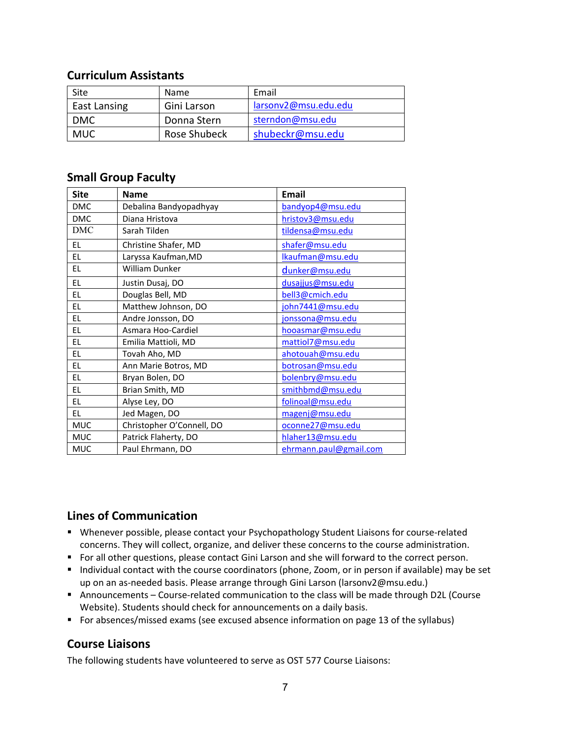## Curriculum Assistants

| Site | Name | Email |
|---|---|---|
| East Lansing | Gini Larson | larsonv2@msu.edu.edu |
| DMC | Donna Stern | sterndon@msu.edu |
| MUC | Rose Shubeck | shubeckr@msu.edu |

## Small Group Faculty

| Site | Name | Email |
|---|---|---|
| DMC | Debalina Bandyopadhyay | bandyop4@msu.edu |
| DMC | Diana Hristova | hristov3@msu.edu |
| DMC | Sarah Tilden | tildensa@msu.edu |
| EL | Christine Shafer, MD | shafer@msu.edu |
| EL | Laryssa Kaufman,MD | lkaufman@msu.edu |
| EL | William Dunker | dunker@msu.edu |
| EL | Justin Dusaj, DO | dusajjus@msu.edu |
| EL | Douglas Bell, MD | bell3@cmich.edu |
| EL | Matthew Johnson, DO | john7441@msu.edu |
| EL | Andre Jonsson, DO | jonssona@msu.edu |
| EL | Asmara Hoo-Cardiel | hooasmar@msu.edu |
| EL | Emilia Mattioli, MD | mattiol7@msu.edu |
| EL | Tovah Aho, MD | ahotouah@msu.edu |
| EL | Ann Marie Botros, MD | botrosan@msu.edu |
| EL | Bryan Bolen, DO | bolenbry@msu.edu |
| EL | Brian Smith, MD | smithbmd@msu.edu |
| EL | Alyse Ley, DO | folinoal@msu.edu |
| EL | Jed Magen, DO | magenj@msu.edu |
| MUC | Christopher O'Connell, DO | oconne27@msu.edu |
| MUC | Patrick Flaherty, DO | hlaher13@msu.edu |
| MUC | Paul Ehrmann, DO | ehrmann.paul@gmail.com |

## Lines of Communication

- Whenever possible, please contact your Psychopathology Student Liaisons for course-related concerns. They will collect, organize, and deliver these concerns to the course administration.
- For all other questions, please contact Gini Larson and she will forward to the correct person.
- Individual contact with the course coordinators (phone, Zoom, or in person if available) may be set up on an as-needed basis. Please arrange through Gini Larson (larsonv2@msu.edu.)
- Announcements – Course-related communication to the class will be made through D2L (Course Website). Students should check for announcements on a daily basis.
- For absences/missed exams (see excused absence information on page 13 of the syllabus)

## Course Liaisons

The following students have volunteered to serve as OST 577 Course Liaisons: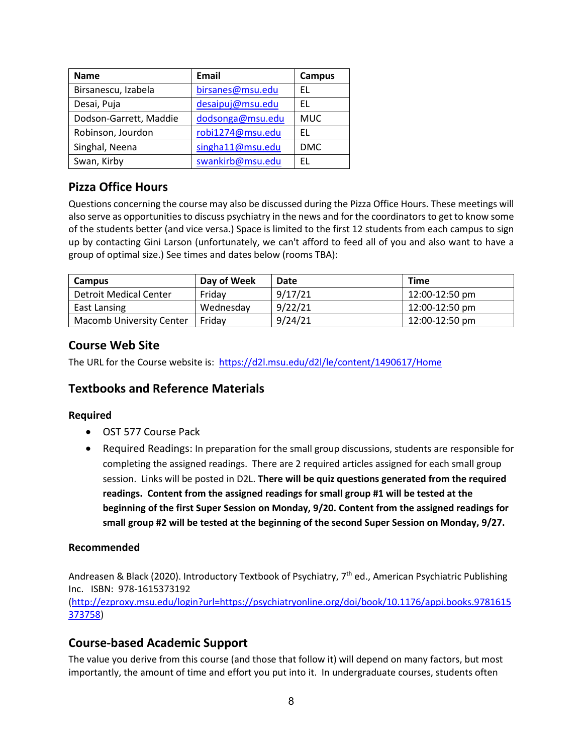| Name | Email | Campus |
| --- | --- | --- |
| Birsanescu, Izabela | birsanes@msu.edu | EL |
| Desai, Puja | desaipuj@msu.edu | EL |
| Dodson-Garrett, Maddie | dodsonga@msu.edu | MUC |
| Robinson, Jourdon | robi1274@msu.edu | EL |
| Singhal, Neena | singha11@msu.edu | DMC |
| Swan, Kirby | swankirb@msu.edu | EL |

## Pizza Office Hours

Questions concerning the course may also be discussed during the Pizza Office Hours. These meetings will also serve as opportunities to discuss psychiatry in the news and for the coordinators to get to know some of the students better (and vice versa.) Space is limited to the first 12 students from each campus to sign up by contacting Gini Larson (unfortunately, we can't afford to feed all of you and also want to have a group of optimal size.) See times and dates below (rooms TBA):

| Campus | Day of Week | Date | Time |
| --- | --- | --- | --- |
| Detroit Medical Center | Friday | 9/17/21 | 12:00-12:50 pm |
| East Lansing | Wednesday | 9/22/21 | 12:00-12:50 pm |
| Macomb University Center | Friday | 9/24/21 | 12:00-12:50 pm |

## Course Web Site

The URL for the Course website is: https://d2l.msu.edu/d2l/le/content/1490617/Home

## Textbooks and Reference Materials

### Required

- OST 577 Course Pack
- Required Readings: In preparation for the small group discussions, students are responsible for completing the assigned readings. There are 2 required articles assigned for each small group session. Links will be posted in D2L. **There will be quiz questions generated from the required readings. Content from the assigned readings for small group #1 will be tested at the beginning of the first Super Session on Monday, 9/20. Content from the assigned readings for small group #2 will be tested at the beginning of the second Super Session on Monday, 9/27.**

### Recommended

Andreasen & Black (2020). Introductory Textbook of Psychiatry, 7th ed., American Psychiatric Publishing Inc. ISBN: 978-1615373192
(http://ezproxy.msu.edu/login?url=https://psychiatryonline.org/doi/book/10.1176/appi.books.9781615373758)

## Course-based Academic Support

The value you derive from this course (and those that follow it) will depend on many factors, but most importantly, the amount of time and effort you put into it. In undergraduate courses, students often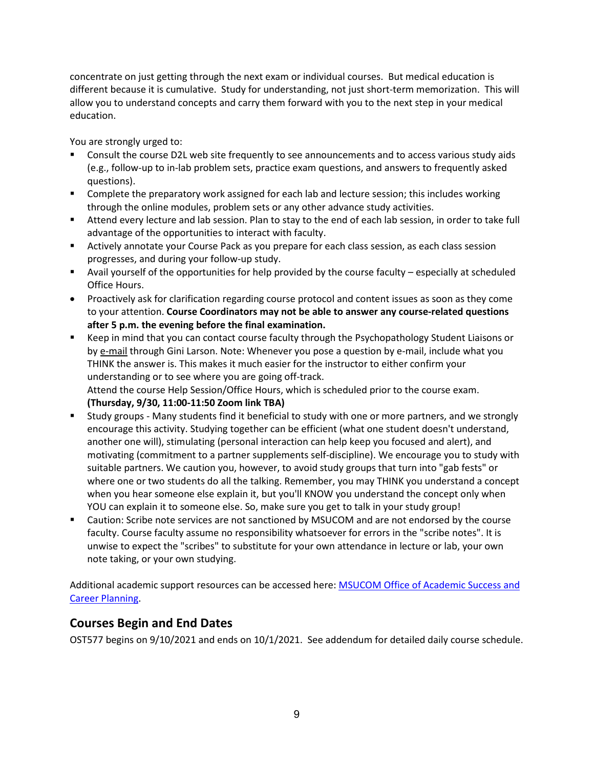concentrate on just getting through the next exam or individual courses. But medical education is different because it is cumulative. Study for understanding, not just short-term memorization. This will allow you to understand concepts and carry them forward with you to the next step in your medical education.

You are strongly urged to:

- Consult the course D2L web site frequently to see announcements and to access various study aids (e.g., follow-up to in-lab problem sets, practice exam questions, and answers to frequently asked questions).
- Complete the preparatory work assigned for each lab and lecture session; this includes working through the online modules, problem sets or any other advance study activities.
- Attend every lecture and lab session. Plan to stay to the end of each lab session, in order to take full advantage of the opportunities to interact with faculty.
- Actively annotate your Course Pack as you prepare for each class session, as each class session progresses, and during your follow-up study.
- Avail yourself of the opportunities for help provided by the course faculty – especially at scheduled Office Hours.
- Proactively ask for clarification regarding course protocol and content issues as soon as they come to your attention. **Course Coordinators may not be able to answer any course-related questions after 5 p.m. the evening before the final examination.**
- Keep in mind that you can contact course faculty through the Psychopathology Student Liaisons or by e-mail through Gini Larson. Note: Whenever you pose a question by e-mail, include what you THINK the answer is. This makes it much easier for the instructor to either confirm your understanding or to see where you are going off-track.
  Attend the course Help Session/Office Hours, which is scheduled prior to the course exam. **(Thursday, 9/30, 11:00-11:50 Zoom link TBA)**
- Study groups - Many students find it beneficial to study with one or more partners, and we strongly encourage this activity. Studying together can be efficient (what one student doesn't understand, another one will), stimulating (personal interaction can help keep you focused and alert), and motivating (commitment to a partner supplements self-discipline). We encourage you to study with suitable partners. We caution you, however, to avoid study groups that turn into "gab fests" or where one or two students do all the talking. Remember, you may THINK you understand a concept when you hear someone else explain it, but you'll KNOW you understand the concept only when YOU can explain it to someone else. So, make sure you get to talk in your study group!
- Caution: Scribe note services are not sanctioned by MSUCOM and are not endorsed by the course faculty. Course faculty assume no responsibility whatsoever for errors in the "scribe notes". It is unwise to expect the "scribes" to substitute for your own attendance in lecture or lab, your own note taking, or your own studying.

Additional academic support resources can be accessed here: MSUCOM Office of Academic Success and Career Planning.

## Courses Begin and End Dates

OST577 begins on 9/10/2021 and ends on 10/1/2021. See addendum for detailed daily course schedule.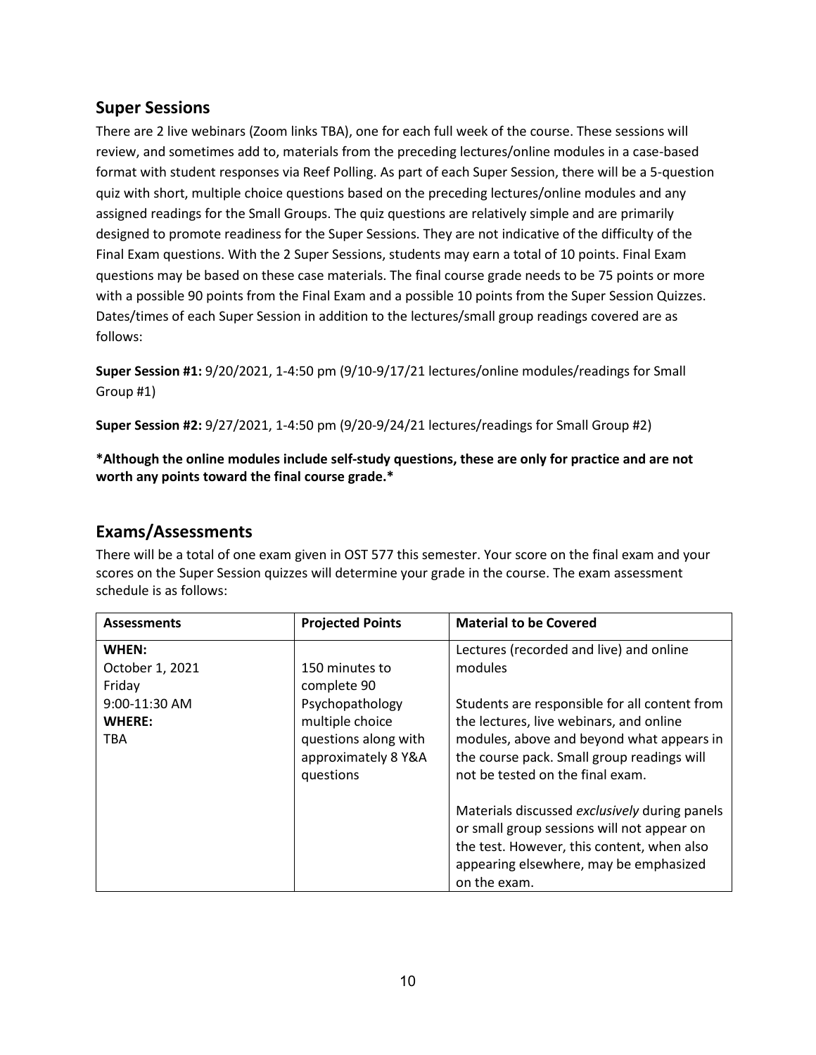## Super Sessions

There are 2 live webinars (Zoom links TBA), one for each full week of the course. These sessions will review, and sometimes add to, materials from the preceding lectures/online modules in a case-based format with student responses via Reef Polling. As part of each Super Session, there will be a 5-question quiz with short, multiple choice questions based on the preceding lectures/online modules and any assigned readings for the Small Groups. The quiz questions are relatively simple and are primarily designed to promote readiness for the Super Sessions. They are not indicative of the difficulty of the Final Exam questions. With the 2 Super Sessions, students may earn a total of 10 points. Final Exam questions may be based on these case materials. The final course grade needs to be 75 points or more with a possible 90 points from the Final Exam and a possible 10 points from the Super Session Quizzes. Dates/times of each Super Session in addition to the lectures/small group readings covered are as follows:

**Super Session #1:** 9/20/2021, 1-4:50 pm (9/10-9/17/21 lectures/online modules/readings for Small Group #1)

**Super Session #2:** 9/27/2021, 1-4:50 pm (9/20-9/24/21 lectures/readings for Small Group #2)

**\*Although the online modules include self-study questions, these are only for practice and are not worth any points toward the final course grade.\***

## Exams/Assessments

There will be a total of one exam given in OST 577 this semester. Your score on the final exam and your scores on the Super Session quizzes will determine your grade in the course. The exam assessment schedule is as follows:

| Assessments | Projected Points | Material to be Covered |
|---|---|---|
| **WHEN:**<br>October 1, 2021<br>Friday<br>9:00-11:30 AM<br>**WHERE:**<br>TBA | 150 minutes to complete 90 Psychopathology multiple choice questions along with approximately 8 Y&A questions | Lectures (recorded and live) and online modules<br><br>Students are responsible for all content from the lectures, live webinars, and online modules, above and beyond what appears in the course pack. Small group readings will not be tested on the final exam.<br><br>Materials discussed *exclusively* during panels or small group sessions will not appear on the test. However, this content, when also appearing elsewhere, may be emphasized on the exam. |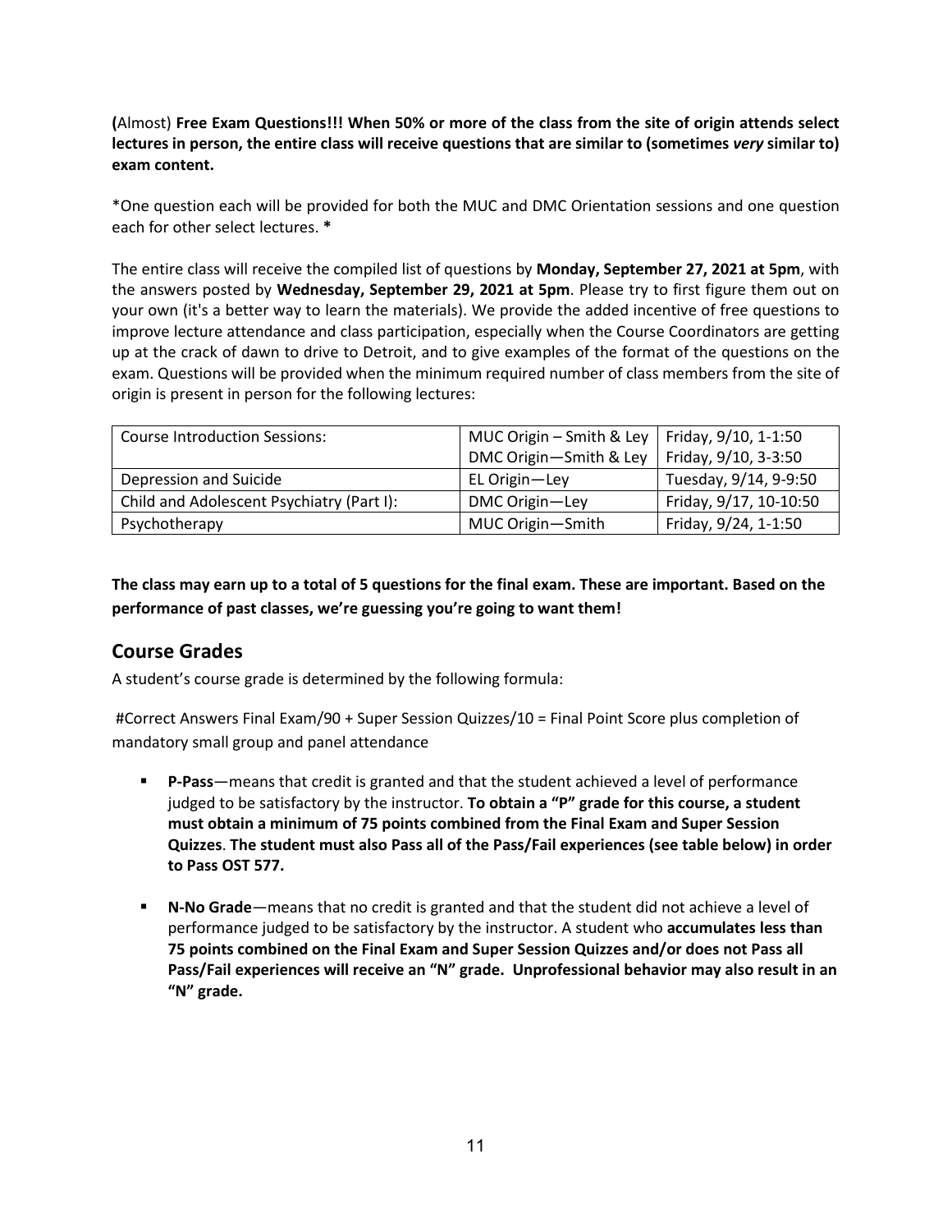**(**Almost) **Free Exam Questions!!! When 50% or more of the class from the site of origin attends select lectures in person, the entire class will receive questions that are similar to (sometimes *very* similar to) exam content.**

*One question each will be provided for both the MUC and DMC Orientation sessions and one question each for other select lectures. **\***

The entire class will receive the compiled list of questions by **Monday, September 27, 2021 at 5pm**, with the answers posted by **Wednesday, September 29, 2021 at 5pm**. Please try to first figure them out on your own (it's a better way to learn the materials). We provide the added incentive of free questions to improve lecture attendance and class participation, especially when the Course Coordinators are getting up at the crack of dawn to drive to Detroit, and to give examples of the format of the questions on the exam. Questions will be provided when the minimum required number of class members from the site of origin is present in person for the following lectures:

| | | |
|---|---|---|
| Course Introduction Sessions: | MUC Origin – Smith & Ley<br>DMC Origin—Smith & Ley | Friday, 9/10, 1-1:50<br>Friday, 9/10, 3-3:50 |
| Depression and Suicide | EL Origin—Ley | Tuesday, 9/14, 9-9:50 |
| Child and Adolescent Psychiatry (Part I): | DMC Origin—Ley | Friday, 9/17, 10-10:50 |
| Psychotherapy | MUC Origin—Smith | Friday, 9/24, 1-1:50 |

**The class may earn up to a total of 5 questions for the final exam. These are important. Based on the performance of past classes, we're guessing you're going to want them!**

## Course Grades

A student's course grade is determined by the following formula:

#Correct Answers Final Exam/90 + Super Session Quizzes/10 = Final Point Score plus completion of mandatory small group and panel attendance

- **P-Pass**—means that credit is granted and that the student achieved a level of performance judged to be satisfactory by the instructor. **To obtain a "P" grade for this course, a student must obtain a minimum of 75 points combined from the Final Exam and Super Session Quizzes**. **The student must also Pass all of the Pass/Fail experiences (see table below) in order to Pass OST 577.**
- **N-No Grade**—means that no credit is granted and that the student did not achieve a level of performance judged to be satisfactory by the instructor. A student who **accumulates less than 75 points combined on the Final Exam and Super Session Quizzes and/or does not Pass all Pass/Fail experiences will receive an "N" grade. Unprofessional behavior may also result in an "N" grade.**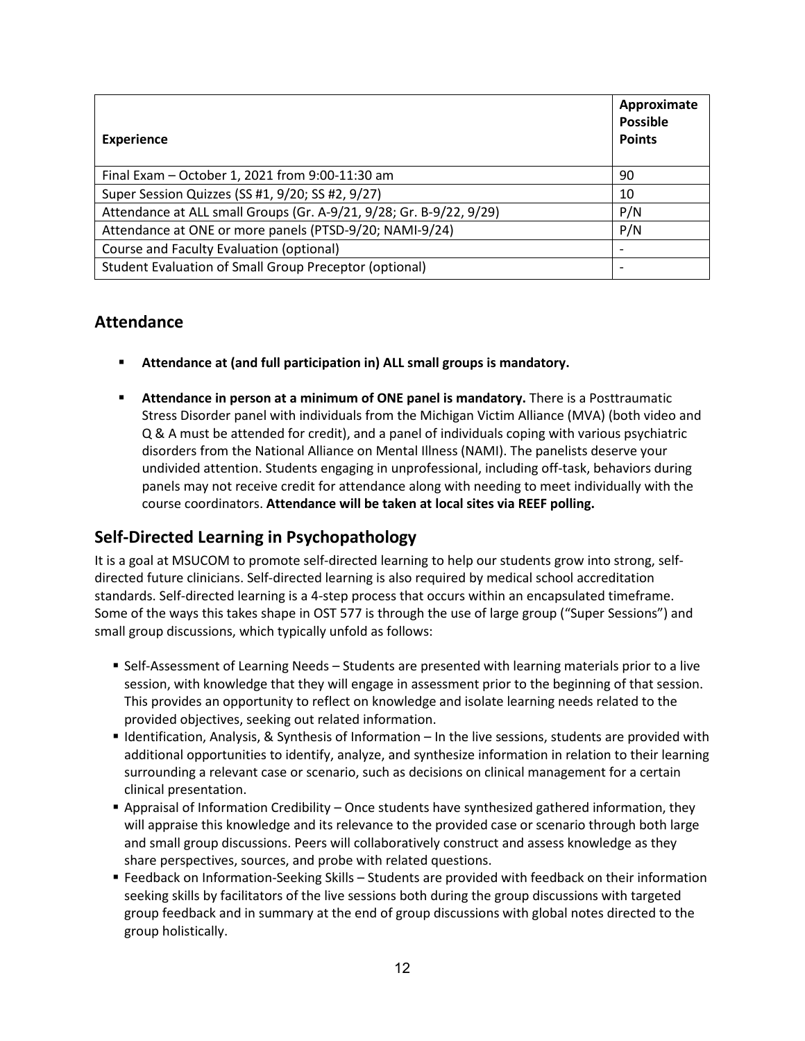| Experience | Approximate Possible Points |
|---|---|
| Final Exam – October 1, 2021 from 9:00-11:30 am | 90 |
| Super Session Quizzes (SS #1, 9/20; SS #2, 9/27) | 10 |
| Attendance at ALL small Groups (Gr. A-9/21, 9/28; Gr. B-9/22, 9/29) | P/N |
| Attendance at ONE or more panels (PTSD-9/20; NAMI-9/24) | P/N |
| Course and Faculty Evaluation (optional) | - |
| Student Evaluation of Small Group Preceptor (optional) | - |

## Attendance

- **Attendance at (and full participation in) ALL small groups is mandatory.**
- **Attendance in person at a minimum of ONE panel is mandatory.** There is a Posttraumatic Stress Disorder panel with individuals from the Michigan Victim Alliance (MVA) (both video and Q & A must be attended for credit), and a panel of individuals coping with various psychiatric disorders from the National Alliance on Mental Illness (NAMI). The panelists deserve your undivided attention. Students engaging in unprofessional, including off-task, behaviors during panels may not receive credit for attendance along with needing to meet individually with the course coordinators. **Attendance will be taken at local sites via REEF polling.**

## Self-Directed Learning in Psychopathology

It is a goal at MSUCOM to promote self-directed learning to help our students grow into strong, self-directed future clinicians. Self-directed learning is also required by medical school accreditation standards. Self-directed learning is a 4-step process that occurs within an encapsulated timeframe. Some of the ways this takes shape in OST 577 is through the use of large group ("Super Sessions") and small group discussions, which typically unfold as follows:

- Self-Assessment of Learning Needs – Students are presented with learning materials prior to a live session, with knowledge that they will engage in assessment prior to the beginning of that session. This provides an opportunity to reflect on knowledge and isolate learning needs related to the provided objectives, seeking out related information.
- Identification, Analysis, & Synthesis of Information – In the live sessions, students are provided with additional opportunities to identify, analyze, and synthesize information in relation to their learning surrounding a relevant case or scenario, such as decisions on clinical management for a certain clinical presentation.
- Appraisal of Information Credibility – Once students have synthesized gathered information, they will appraise this knowledge and its relevance to the provided case or scenario through both large and small group discussions. Peers will collaboratively construct and assess knowledge as they share perspectives, sources, and probe with related questions.
- Feedback on Information-Seeking Skills – Students are provided with feedback on their information seeking skills by facilitators of the live sessions both during the group discussions with targeted group feedback and in summary at the end of group discussions with global notes directed to the group holistically.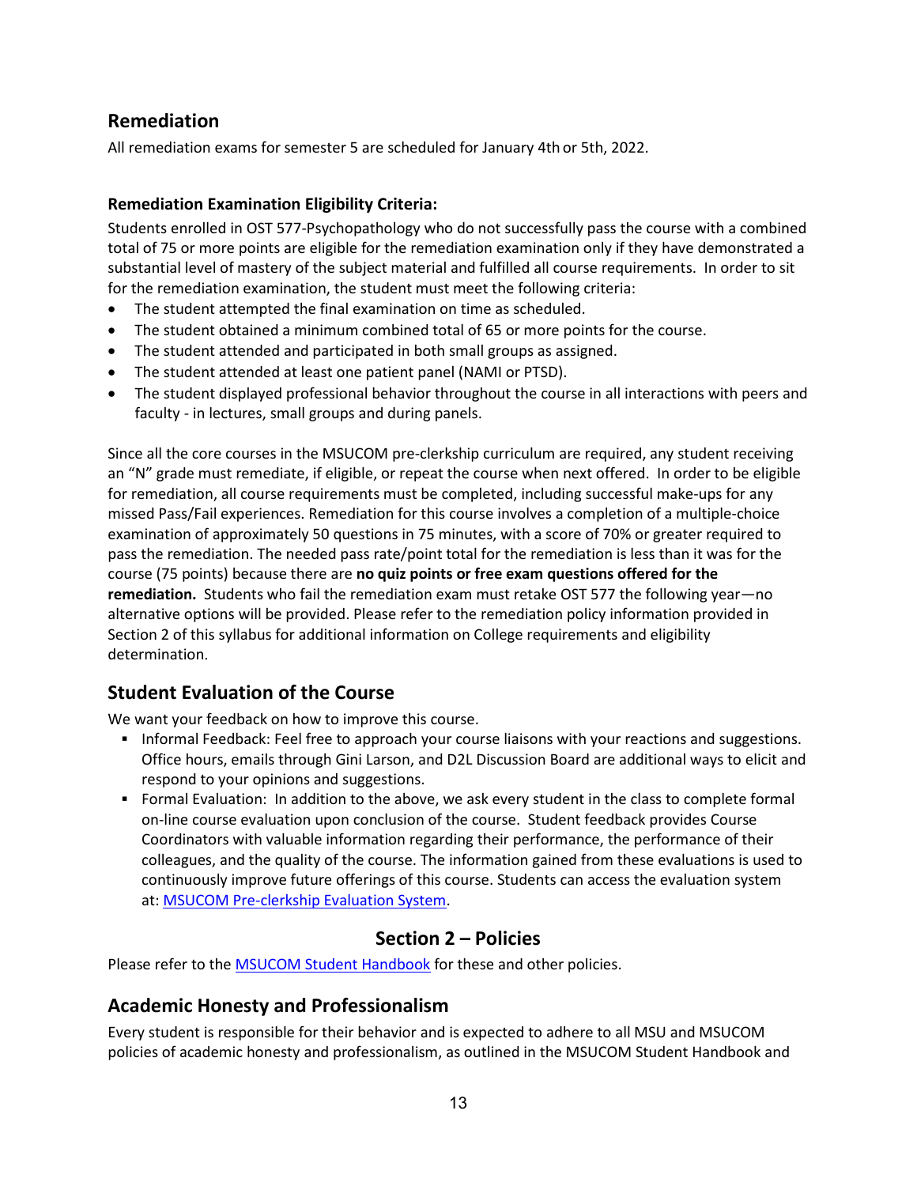## Remediation

All remediation exams for semester 5 are scheduled for January 4th or 5th, 2022.

### Remediation Examination Eligibility Criteria:

Students enrolled in OST 577-Psychopathology who do not successfully pass the course with a combined total of 75 or more points are eligible for the remediation examination only if they have demonstrated a substantial level of mastery of the subject material and fulfilled all course requirements. In order to sit for the remediation examination, the student must meet the following criteria:

- The student attempted the final examination on time as scheduled.
- The student obtained a minimum combined total of 65 or more points for the course.
- The student attended and participated in both small groups as assigned.
- The student attended at least one patient panel (NAMI or PTSD).
- The student displayed professional behavior throughout the course in all interactions with peers and faculty - in lectures, small groups and during panels.

Since all the core courses in the MSUCOM pre-clerkship curriculum are required, any student receiving an "N" grade must remediate, if eligible, or repeat the course when next offered. In order to be eligible for remediation, all course requirements must be completed, including successful make-ups for any missed Pass/Fail experiences. Remediation for this course involves a completion of a multiple-choice examination of approximately 50 questions in 75 minutes, with a score of 70% or greater required to pass the remediation. The needed pass rate/point total for the remediation is less than it was for the course (75 points) because there are **no quiz points or free exam questions offered for the remediation.** Students who fail the remediation exam must retake OST 577 the following year—no alternative options will be provided. Please refer to the remediation policy information provided in Section 2 of this syllabus for additional information on College requirements and eligibility determination.

## Student Evaluation of the Course

We want your feedback on how to improve this course.

- Informal Feedback: Feel free to approach your course liaisons with your reactions and suggestions. Office hours, emails through Gini Larson, and D2L Discussion Board are additional ways to elicit and respond to your opinions and suggestions.
- Formal Evaluation: In addition to the above, we ask every student in the class to complete formal on-line course evaluation upon conclusion of the course. Student feedback provides Course Coordinators with valuable information regarding their performance, the performance of their colleagues, and the quality of the course. The information gained from these evaluations is used to continuously improve future offerings of this course. Students can access the evaluation system at: MSUCOM Pre-clerkship Evaluation System.

# Section 2 – Policies

Please refer to the MSUCOM Student Handbook for these and other policies.

## Academic Honesty and Professionalism

Every student is responsible for their behavior and is expected to adhere to all MSU and MSUCOM policies of academic honesty and professionalism, as outlined in the MSUCOM Student Handbook and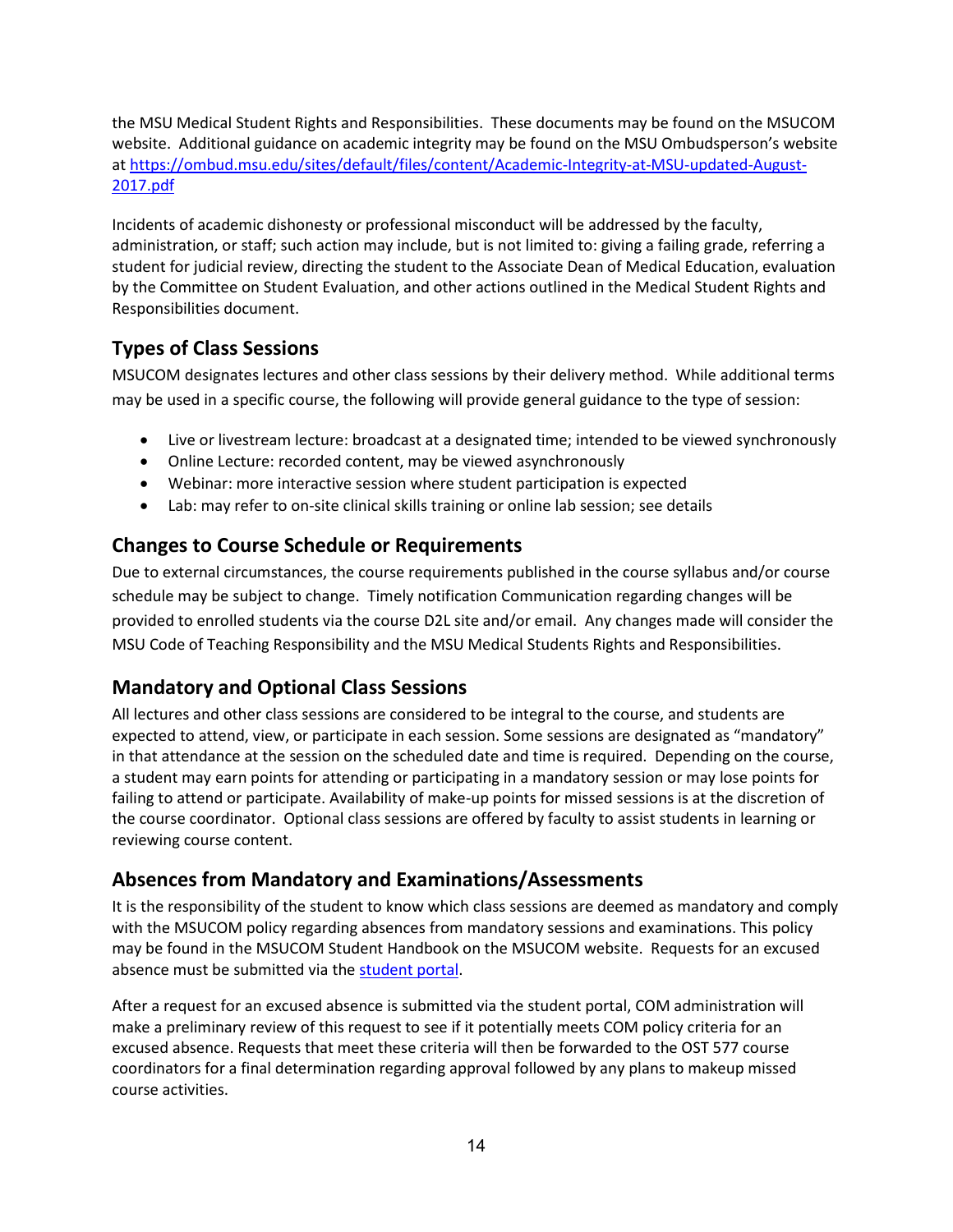the MSU Medical Student Rights and Responsibilities. These documents may be found on the MSUCOM website. Additional guidance on academic integrity may be found on the MSU Ombudsperson's website at [https://ombud.msu.edu/sites/default/files/content/Academic-Integrity-at-MSU-updated-August-2017.pdf](https://ombud.msu.edu/sites/default/files/content/Academic-Integrity-at-MSU-updated-August-2017.pdf)

Incidents of academic dishonesty or professional misconduct will be addressed by the faculty, administration, or staff; such action may include, but is not limited to: giving a failing grade, referring a student for judicial review, directing the student to the Associate Dean of Medical Education, evaluation by the Committee on Student Evaluation, and other actions outlined in the Medical Student Rights and Responsibilities document.

## Types of Class Sessions

MSUCOM designates lectures and other class sessions by their delivery method. While additional terms may be used in a specific course, the following will provide general guidance to the type of session:

- Live or livestream lecture: broadcast at a designated time; intended to be viewed synchronously
- Online Lecture: recorded content, may be viewed asynchronously
- Webinar: more interactive session where student participation is expected
- Lab: may refer to on-site clinical skills training or online lab session; see details

## Changes to Course Schedule or Requirements

Due to external circumstances, the course requirements published in the course syllabus and/or course schedule may be subject to change. Timely notification Communication regarding changes will be provided to enrolled students via the course D2L site and/or email. Any changes made will consider the MSU Code of Teaching Responsibility and the MSU Medical Students Rights and Responsibilities.

## Mandatory and Optional Class Sessions

All lectures and other class sessions are considered to be integral to the course, and students are expected to attend, view, or participate in each session. Some sessions are designated as "mandatory" in that attendance at the session on the scheduled date and time is required. Depending on the course, a student may earn points for attending or participating in a mandatory session or may lose points for failing to attend or participate. Availability of make-up points for missed sessions is at the discretion of the course coordinator. Optional class sessions are offered by faculty to assist students in learning or reviewing course content.

## Absences from Mandatory and Examinations/Assessments

It is the responsibility of the student to know which class sessions are deemed as mandatory and comply with the MSUCOM policy regarding absences from mandatory sessions and examinations. This policy may be found in the MSUCOM Student Handbook on the MSUCOM website. Requests for an excused absence must be submitted via the student portal.

After a request for an excused absence is submitted via the student portal, COM administration will make a preliminary review of this request to see if it potentially meets COM policy criteria for an excused absence. Requests that meet these criteria will then be forwarded to the OST 577 course coordinators for a final determination regarding approval followed by any plans to makeup missed course activities.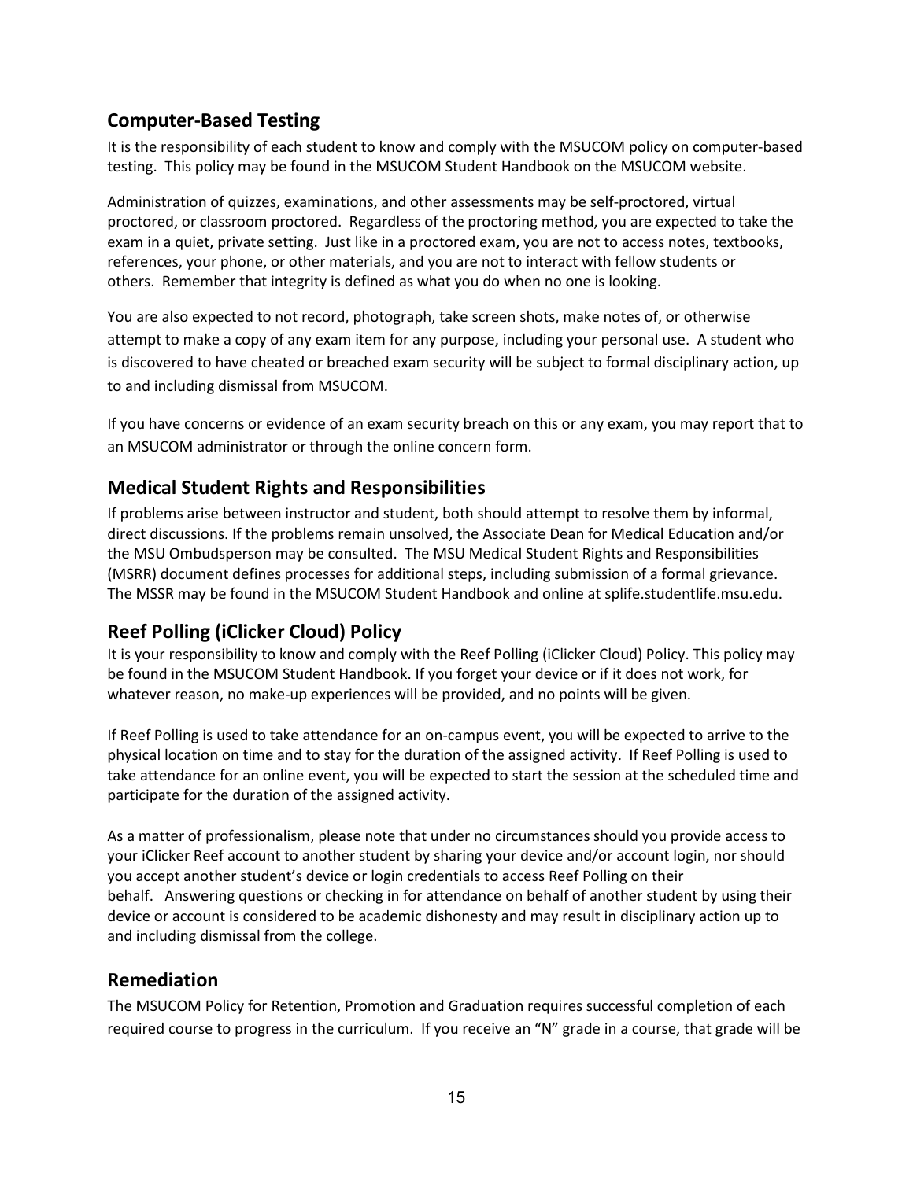## Computer-Based Testing

It is the responsibility of each student to know and comply with the MSUCOM policy on computer-based testing. This policy may be found in the MSUCOM Student Handbook on the MSUCOM website.

Administration of quizzes, examinations, and other assessments may be self-proctored, virtual proctored, or classroom proctored. Regardless of the proctoring method, you are expected to take the exam in a quiet, private setting. Just like in a proctored exam, you are not to access notes, textbooks, references, your phone, or other materials, and you are not to interact with fellow students or others. Remember that integrity is defined as what you do when no one is looking.

You are also expected to not record, photograph, take screen shots, make notes of, or otherwise attempt to make a copy of any exam item for any purpose, including your personal use. A student who is discovered to have cheated or breached exam security will be subject to formal disciplinary action, up to and including dismissal from MSUCOM.

If you have concerns or evidence of an exam security breach on this or any exam, you may report that to an MSUCOM administrator or through the online concern form.

## Medical Student Rights and Responsibilities

If problems arise between instructor and student, both should attempt to resolve them by informal, direct discussions. If the problems remain unsolved, the Associate Dean for Medical Education and/or the MSU Ombudsperson may be consulted. The MSU Medical Student Rights and Responsibilities (MSRR) document defines processes for additional steps, including submission of a formal grievance. The MSSR may be found in the MSUCOM Student Handbook and online at splife.studentlife.msu.edu.

## Reef Polling (iClicker Cloud) Policy

It is your responsibility to know and comply with the Reef Polling (iClicker Cloud) Policy. This policy may be found in the MSUCOM Student Handbook. If you forget your device or if it does not work, for whatever reason, no make-up experiences will be provided, and no points will be given.

If Reef Polling is used to take attendance for an on-campus event, you will be expected to arrive to the physical location on time and to stay for the duration of the assigned activity. If Reef Polling is used to take attendance for an online event, you will be expected to start the session at the scheduled time and participate for the duration of the assigned activity.

As a matter of professionalism, please note that under no circumstances should you provide access to your iClicker Reef account to another student by sharing your device and/or account login, nor should you accept another student's device or login credentials to access Reef Polling on their behalf. Answering questions or checking in for attendance on behalf of another student by using their device or account is considered to be academic dishonesty and may result in disciplinary action up to and including dismissal from the college.

## Remediation

The MSUCOM Policy for Retention, Promotion and Graduation requires successful completion of each required course to progress in the curriculum. If you receive an "N" grade in a course, that grade will be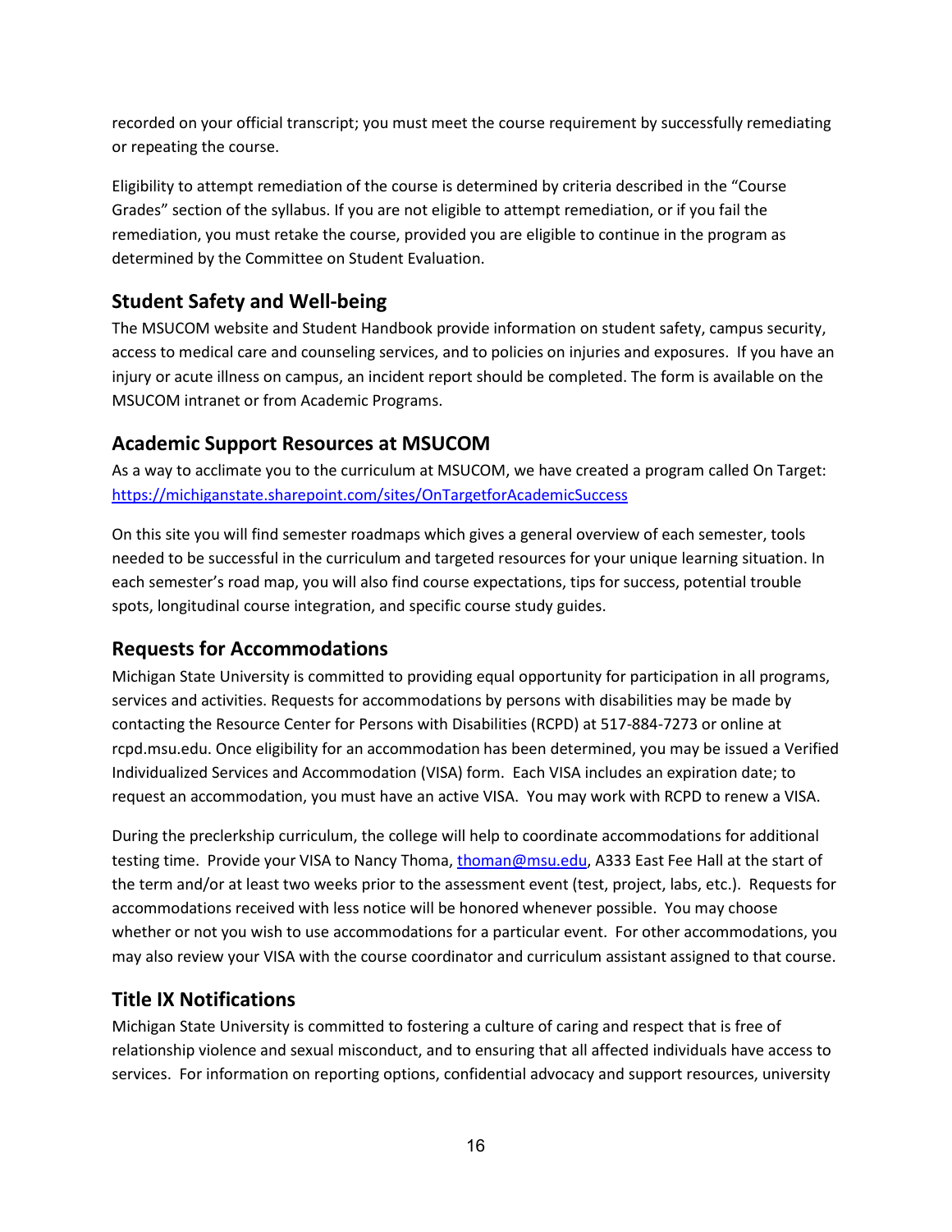recorded on your official transcript; you must meet the course requirement by successfully remediating or repeating the course.

Eligibility to attempt remediation of the course is determined by criteria described in the "Course Grades" section of the syllabus. If you are not eligible to attempt remediation, or if you fail the remediation, you must retake the course, provided you are eligible to continue in the program as determined by the Committee on Student Evaluation.

## Student Safety and Well-being

The MSUCOM website and Student Handbook provide information on student safety, campus security, access to medical care and counseling services, and to policies on injuries and exposures. If you have an injury or acute illness on campus, an incident report should be completed. The form is available on the MSUCOM intranet or from Academic Programs.

## Academic Support Resources at MSUCOM

As a way to acclimate you to the curriculum at MSUCOM, we have created a program called On Target: https://michiganstate.sharepoint.com/sites/OnTargetforAcademicSuccess

On this site you will find semester roadmaps which gives a general overview of each semester, tools needed to be successful in the curriculum and targeted resources for your unique learning situation. In each semester's road map, you will also find course expectations, tips for success, potential trouble spots, longitudinal course integration, and specific course study guides.

## Requests for Accommodations

Michigan State University is committed to providing equal opportunity for participation in all programs, services and activities. Requests for accommodations by persons with disabilities may be made by contacting the Resource Center for Persons with Disabilities (RCPD) at 517-884-7273 or online at rcpd.msu.edu. Once eligibility for an accommodation has been determined, you may be issued a Verified Individualized Services and Accommodation (VISA) form. Each VISA includes an expiration date; to request an accommodation, you must have an active VISA. You may work with RCPD to renew a VISA.

During the preclerkship curriculum, the college will help to coordinate accommodations for additional testing time. Provide your VISA to Nancy Thoma, thoman@msu.edu, A333 East Fee Hall at the start of the term and/or at least two weeks prior to the assessment event (test, project, labs, etc.). Requests for accommodations received with less notice will be honored whenever possible. You may choose whether or not you wish to use accommodations for a particular event. For other accommodations, you may also review your VISA with the course coordinator and curriculum assistant assigned to that course.

## Title IX Notifications

Michigan State University is committed to fostering a culture of caring and respect that is free of relationship violence and sexual misconduct, and to ensuring that all affected individuals have access to services. For information on reporting options, confidential advocacy and support resources, university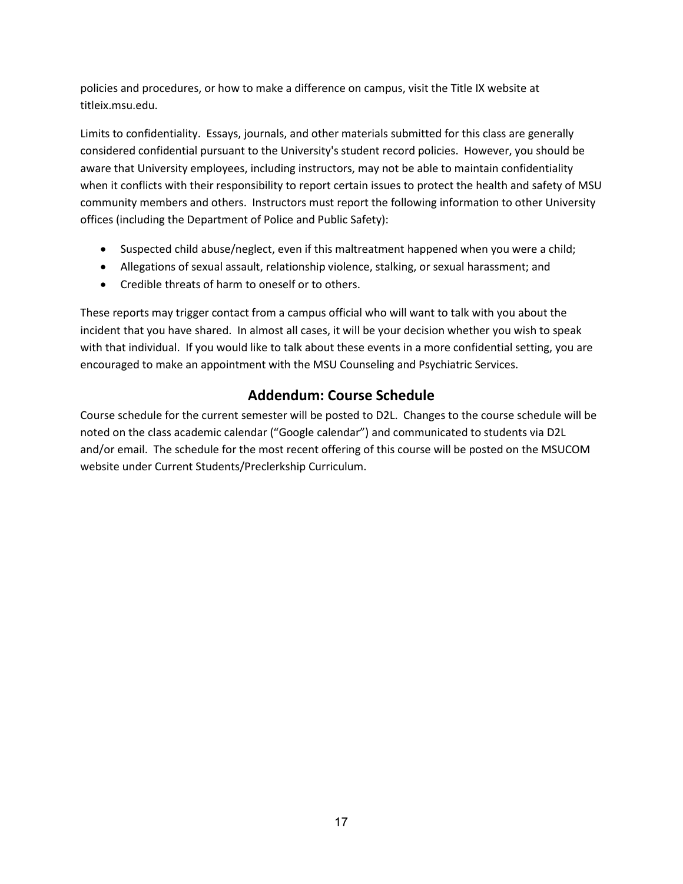policies and procedures, or how to make a difference on campus, visit the Title IX website at titleix.msu.edu.

Limits to confidentiality. Essays, journals, and other materials submitted for this class are generally considered confidential pursuant to the University's student record policies. However, you should be aware that University employees, including instructors, may not be able to maintain confidentiality when it conflicts with their responsibility to report certain issues to protect the health and safety of MSU community members and others. Instructors must report the following information to other University offices (including the Department of Police and Public Safety):

- Suspected child abuse/neglect, even if this maltreatment happened when you were a child;
- Allegations of sexual assault, relationship violence, stalking, or sexual harassment; and
- Credible threats of harm to oneself or to others.

These reports may trigger contact from a campus official who will want to talk with you about the incident that you have shared. In almost all cases, it will be your decision whether you wish to speak with that individual. If you would like to talk about these events in a more confidential setting, you are encouraged to make an appointment with the MSU Counseling and Psychiatric Services.

## Addendum: Course Schedule

Course schedule for the current semester will be posted to D2L. Changes to the course schedule will be noted on the class academic calendar ("Google calendar") and communicated to students via D2L and/or email. The schedule for the most recent offering of this course will be posted on the MSUCOM website under Current Students/Preclerkship Curriculum.